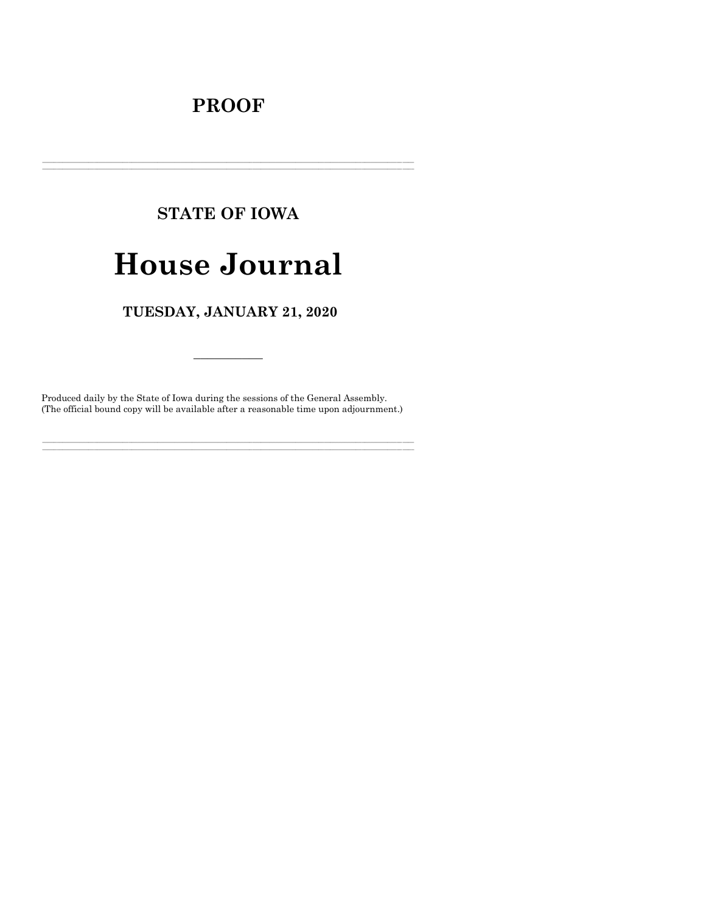# PROOF

---

## STATE OF IOWA

# House Journal

## TUESDAY, JANUARY 21, 2020

---

Produced daily by the State of Iowa during the sessions of the General Assembly.
(The official bound copy will be available after a reasonable time upon adjournment.)

---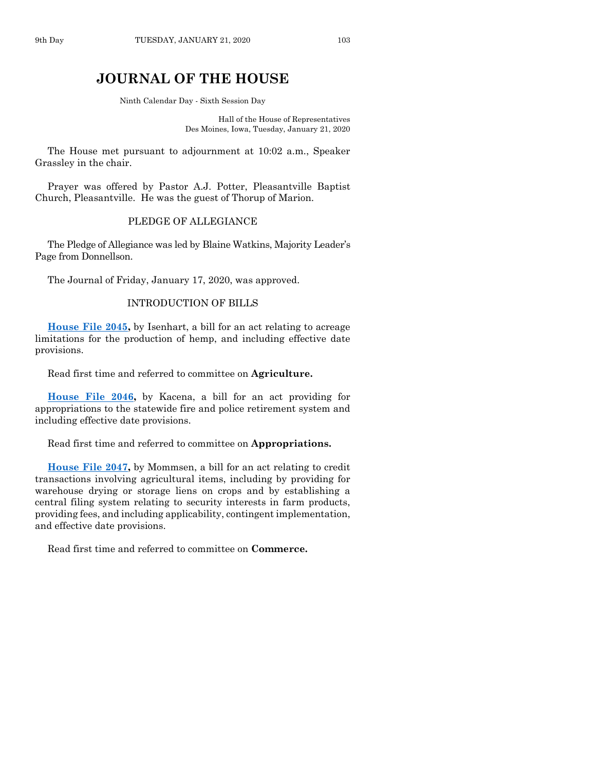# JOURNAL OF THE HOUSE

Ninth Calendar Day - Sixth Session Day

Hall of the House of Representatives
Des Moines, Iowa, Tuesday, January 21, 2020

The House met pursuant to adjournment at 10:02 a.m., Speaker Grassley in the chair.

Prayer was offered by Pastor A.J. Potter, Pleasantville Baptist Church, Pleasantville. He was the guest of Thorup of Marion.

## PLEDGE OF ALLEGIANCE

The Pledge of Allegiance was led by Blaine Watkins, Majority Leader's Page from Donnellson.

The Journal of Friday, January 17, 2020, was approved.

## INTRODUCTION OF BILLS

**House File 2045,** by Isenhart, a bill for an act relating to acreage limitations for the production of hemp, and including effective date provisions.

Read first time and referred to committee on **Agriculture.**

**House File 2046,** by Kacena, a bill for an act providing for appropriations to the statewide fire and police retirement system and including effective date provisions.

Read first time and referred to committee on **Appropriations.**

**House File 2047,** by Mommsen, a bill for an act relating to credit transactions involving agricultural items, including by providing for warehouse drying or storage liens on crops and by establishing a central filing system relating to security interests in farm products, providing fees, and including applicability, contingent implementation, and effective date provisions.

Read first time and referred to committee on **Commerce.**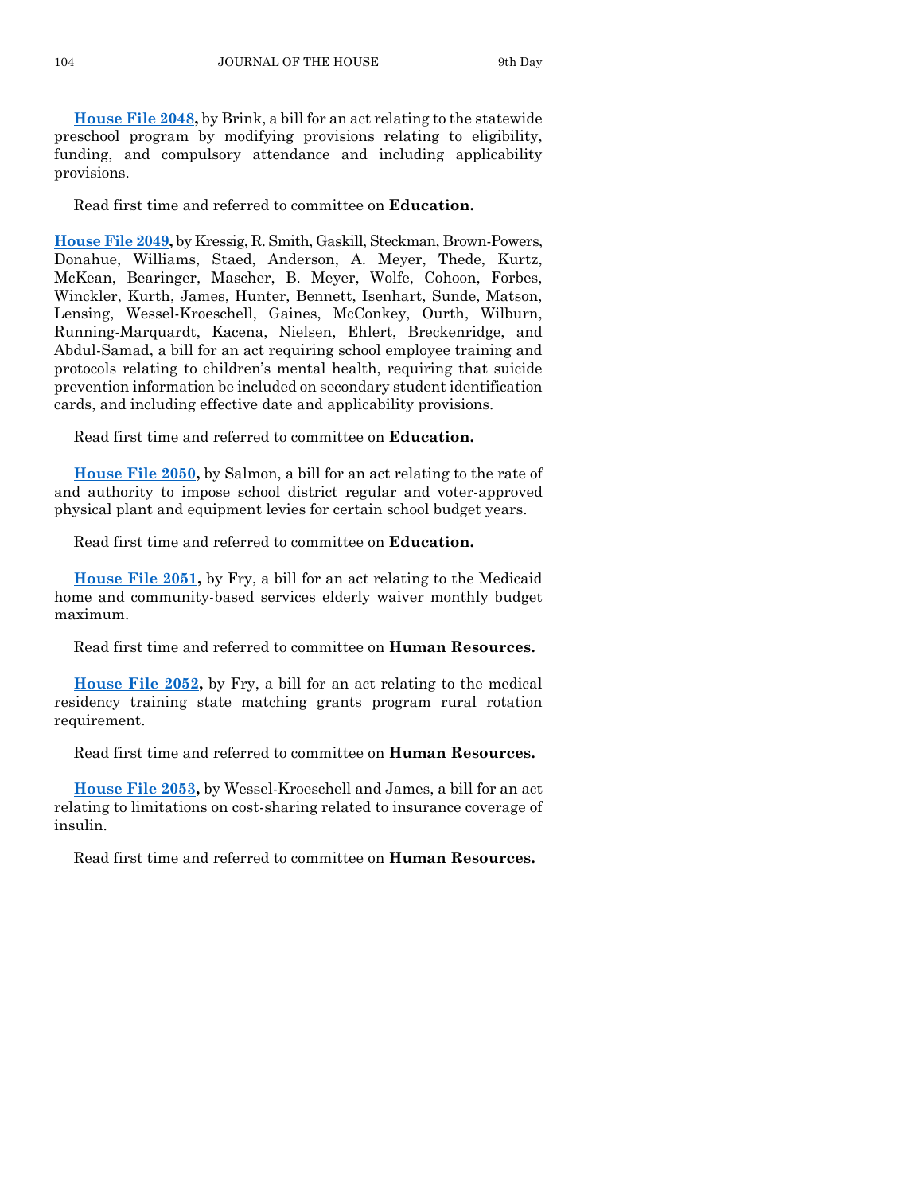**House File 2048,** by Brink, a bill for an act relating to the statewide preschool program by modifying provisions relating to eligibility, funding, and compulsory attendance and including applicability provisions.

Read first time and referred to committee on **Education.**

**House File 2049,** by Kressig, R. Smith, Gaskill, Steckman, Brown-Powers, Donahue, Williams, Staed, Anderson, A. Meyer, Thede, Kurtz, McKean, Bearinger, Mascher, B. Meyer, Wolfe, Cohoon, Forbes, Winckler, Kurth, James, Hunter, Bennett, Isenhart, Sunde, Matson, Lensing, Wessel-Kroeschell, Gaines, McConkey, Ourth, Wilburn, Running-Marquardt, Kacena, Nielsen, Ehlert, Breckenridge, and Abdul-Samad, a bill for an act requiring school employee training and protocols relating to children's mental health, requiring that suicide prevention information be included on secondary student identification cards, and including effective date and applicability provisions.

Read first time and referred to committee on **Education.**

**House File 2050,** by Salmon, a bill for an act relating to the rate of and authority to impose school district regular and voter-approved physical plant and equipment levies for certain school budget years.

Read first time and referred to committee on **Education.**

**House File 2051,** by Fry, a bill for an act relating to the Medicaid home and community-based services elderly waiver monthly budget maximum.

Read first time and referred to committee on **Human Resources.**

**House File 2052,** by Fry, a bill for an act relating to the medical residency training state matching grants program rural rotation requirement.

Read first time and referred to committee on **Human Resources.**

**House File 2053,** by Wessel-Kroeschell and James, a bill for an act relating to limitations on cost-sharing related to insurance coverage of insulin.

Read first time and referred to committee on **Human Resources.**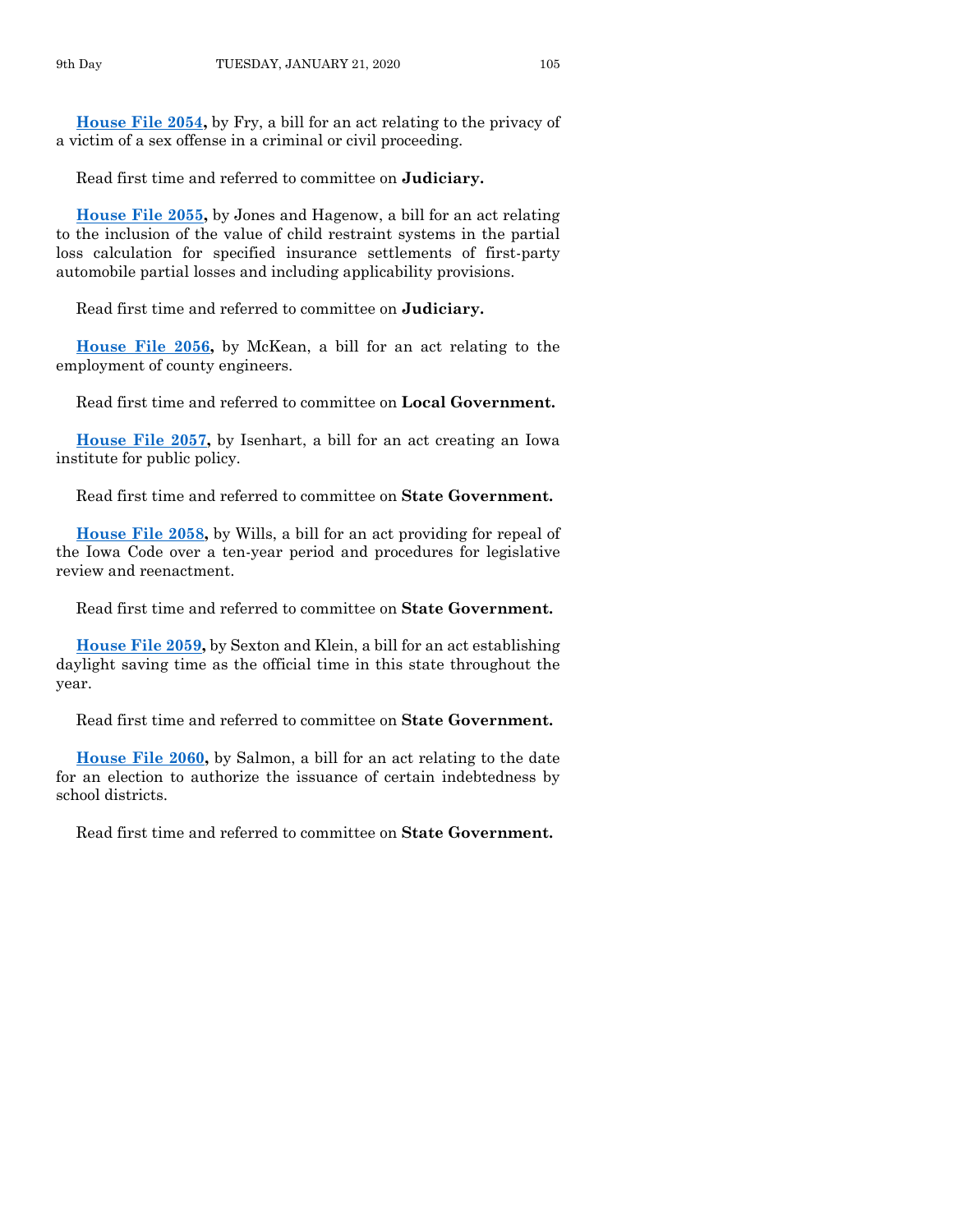**House File 2054,** by Fry, a bill for an act relating to the privacy of a victim of a sex offense in a criminal or civil proceeding.

Read first time and referred to committee on **Judiciary.**

**House File 2055,** by Jones and Hagenow, a bill for an act relating to the inclusion of the value of child restraint systems in the partial loss calculation for specified insurance settlements of first-party automobile partial losses and including applicability provisions.

Read first time and referred to committee on **Judiciary.**

**House File 2056,** by McKean, a bill for an act relating to the employment of county engineers.

Read first time and referred to committee on **Local Government.**

**House File 2057,** by Isenhart, a bill for an act creating an Iowa institute for public policy.

Read first time and referred to committee on **State Government.**

**House File 2058,** by Wills, a bill for an act providing for repeal of the Iowa Code over a ten-year period and procedures for legislative review and reenactment.

Read first time and referred to committee on **State Government.**

**House File 2059,** by Sexton and Klein, a bill for an act establishing daylight saving time as the official time in this state throughout the year.

Read first time and referred to committee on **State Government.**

**House File 2060,** by Salmon, a bill for an act relating to the date for an election to authorize the issuance of certain indebtedness by school districts.

Read first time and referred to committee on **State Government.**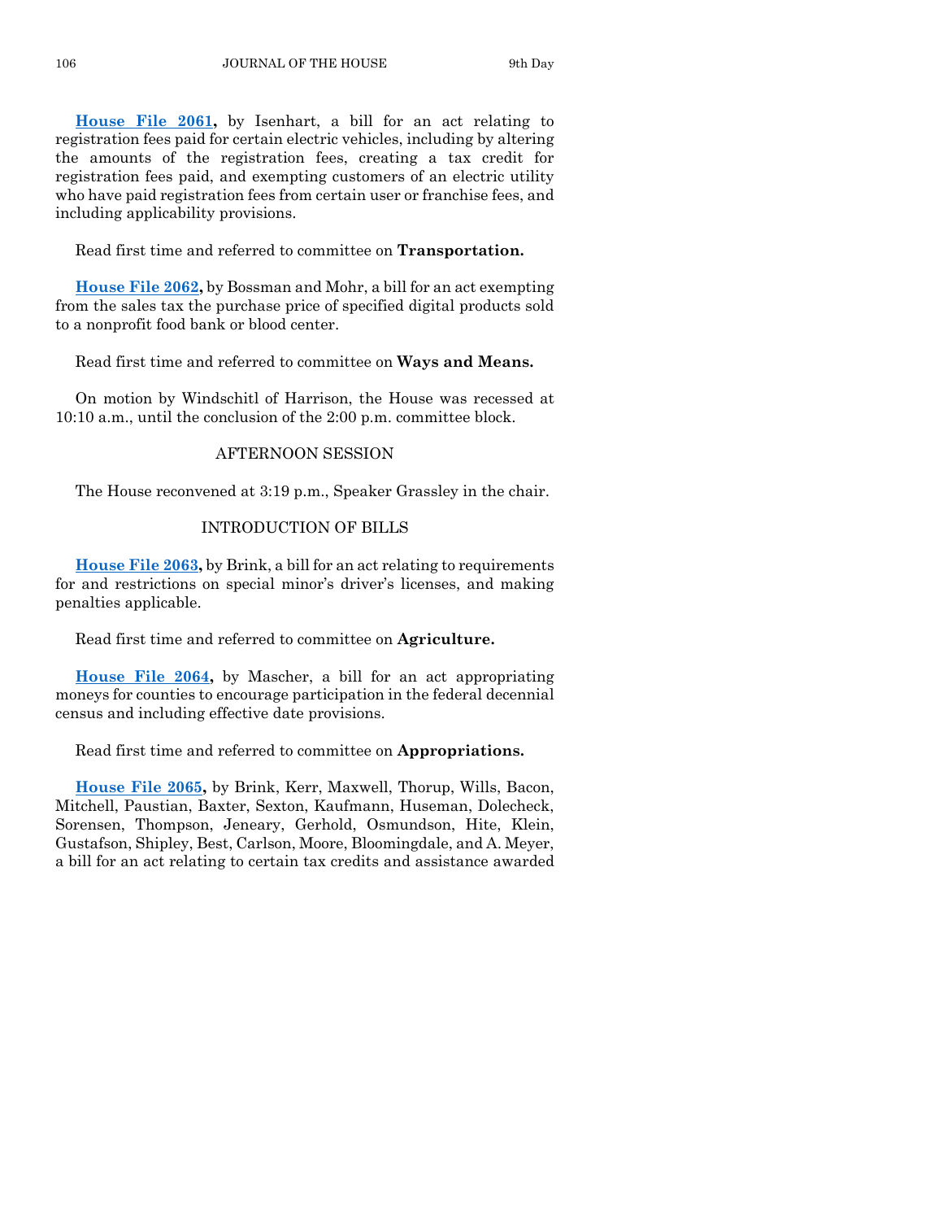**House File 2061,** by Isenhart, a bill for an act relating to registration fees paid for certain electric vehicles, including by altering the amounts of the registration fees, creating a tax credit for registration fees paid, and exempting customers of an electric utility who have paid registration fees from certain user or franchise fees, and including applicability provisions.

Read first time and referred to committee on **Transportation.**

**House File 2062,** by Bossman and Mohr, a bill for an act exempting from the sales tax the purchase price of specified digital products sold to a nonprofit food bank or blood center.

Read first time and referred to committee on **Ways and Means.**

On motion by Windschitl of Harrison, the House was recessed at 10:10 a.m., until the conclusion of the 2:00 p.m. committee block.

## AFTERNOON SESSION

The House reconvened at 3:19 p.m., Speaker Grassley in the chair.

## INTRODUCTION OF BILLS

**House File 2063,** by Brink, a bill for an act relating to requirements for and restrictions on special minor's driver's licenses, and making penalties applicable.

Read first time and referred to committee on **Agriculture.**

**House File 2064,** by Mascher, a bill for an act appropriating moneys for counties to encourage participation in the federal decennial census and including effective date provisions.

Read first time and referred to committee on **Appropriations.**

**House File 2065,** by Brink, Kerr, Maxwell, Thorup, Wills, Bacon, Mitchell, Paustian, Baxter, Sexton, Kaufmann, Huseman, Dolecheck, Sorensen, Thompson, Jeneary, Gerhold, Osmundson, Hite, Klein, Gustafson, Shipley, Best, Carlson, Moore, Bloomingdale, and A. Meyer, a bill for an act relating to certain tax credits and assistance awarded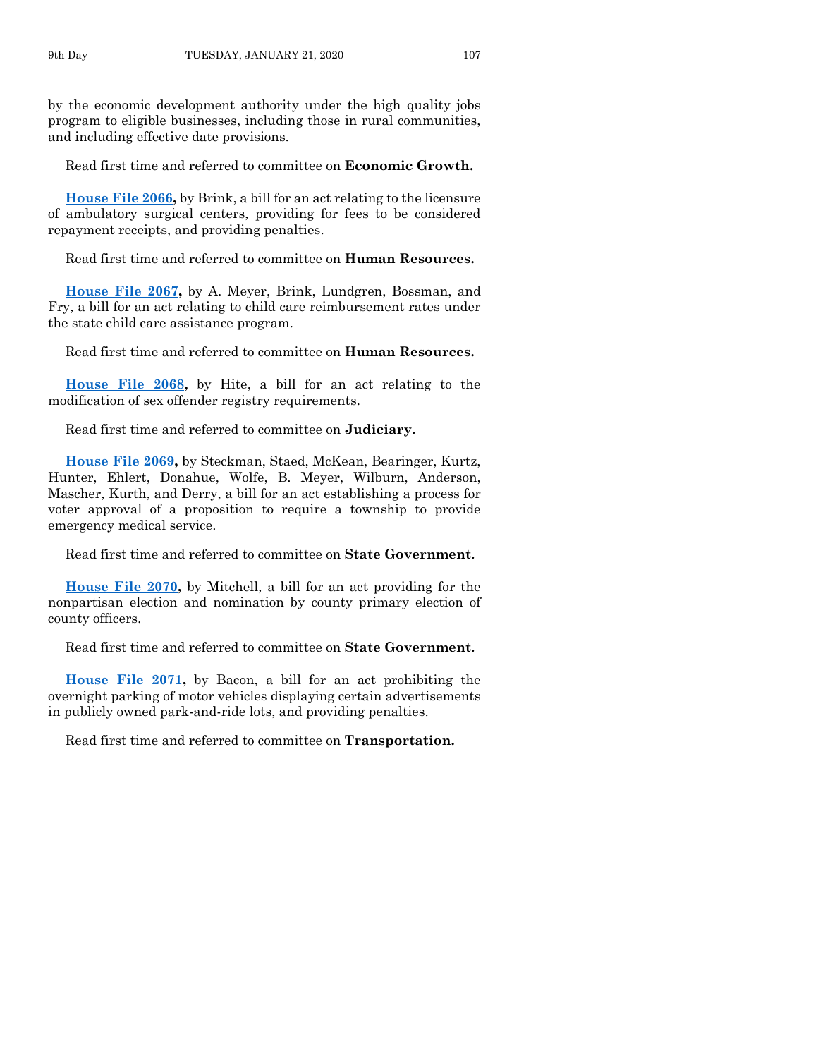by the economic development authority under the high quality jobs program to eligible businesses, including those in rural communities, and including effective date provisions.

Read first time and referred to committee on **Economic Growth.**

**House File 2066,** by Brink, a bill for an act relating to the licensure of ambulatory surgical centers, providing for fees to be considered repayment receipts, and providing penalties.

Read first time and referred to committee on **Human Resources.**

**House File 2067,** by A. Meyer, Brink, Lundgren, Bossman, and Fry, a bill for an act relating to child care reimbursement rates under the state child care assistance program.

Read first time and referred to committee on **Human Resources.**

**House File 2068,** by Hite, a bill for an act relating to the modification of sex offender registry requirements.

Read first time and referred to committee on **Judiciary.**

**House File 2069,** by Steckman, Staed, McKean, Bearinger, Kurtz, Hunter, Ehlert, Donahue, Wolfe, B. Meyer, Wilburn, Anderson, Mascher, Kurth, and Derry, a bill for an act establishing a process for voter approval of a proposition to require a township to provide emergency medical service.

Read first time and referred to committee on **State Government.**

**House File 2070,** by Mitchell, a bill for an act providing for the nonpartisan election and nomination by county primary election of county officers.

Read first time and referred to committee on **State Government.**

**House File 2071,** by Bacon, a bill for an act prohibiting the overnight parking of motor vehicles displaying certain advertisements in publicly owned park-and-ride lots, and providing penalties.

Read first time and referred to committee on **Transportation.**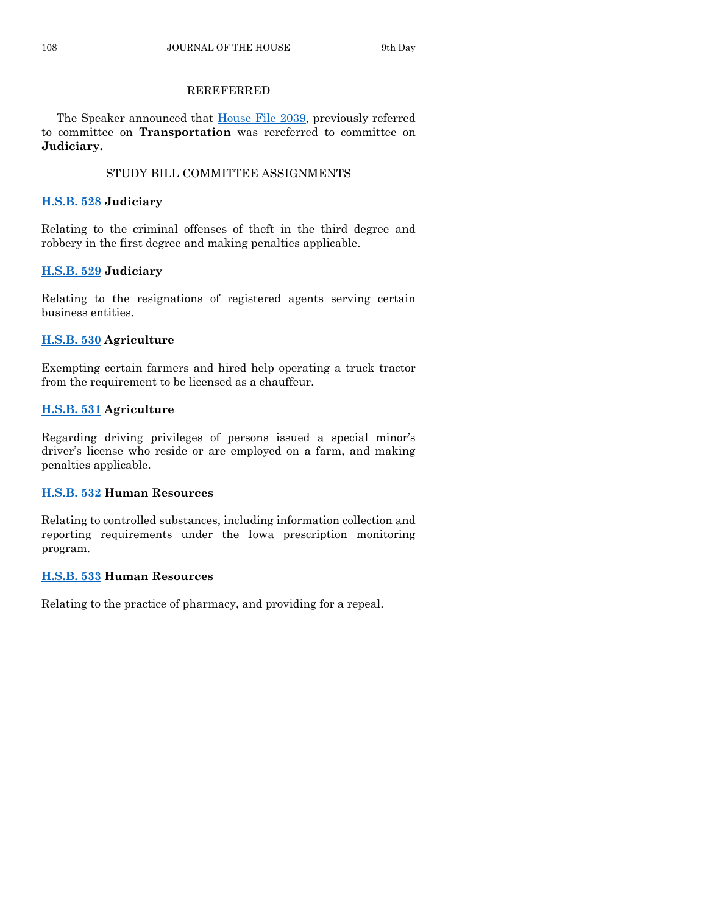## REREFERRED

The Speaker announced that House File 2039, previously referred to committee on **Transportation** was rereferred to committee on **Judiciary.**

## STUDY BILL COMMITTEE ASSIGNMENTS

**H.S.B. 528 Judiciary**

Relating to the criminal offenses of theft in the third degree and robbery in the first degree and making penalties applicable.

**H.S.B. 529 Judiciary**

Relating to the resignations of registered agents serving certain business entities.

**H.S.B. 530 Agriculture**

Exempting certain farmers and hired help operating a truck tractor from the requirement to be licensed as a chauffeur.

**H.S.B. 531 Agriculture**

Regarding driving privileges of persons issued a special minor's driver's license who reside or are employed on a farm, and making penalties applicable.

**H.S.B. 532 Human Resources**

Relating to controlled substances, including information collection and reporting requirements under the Iowa prescription monitoring program.

**H.S.B. 533 Human Resources**

Relating to the practice of pharmacy, and providing for a repeal.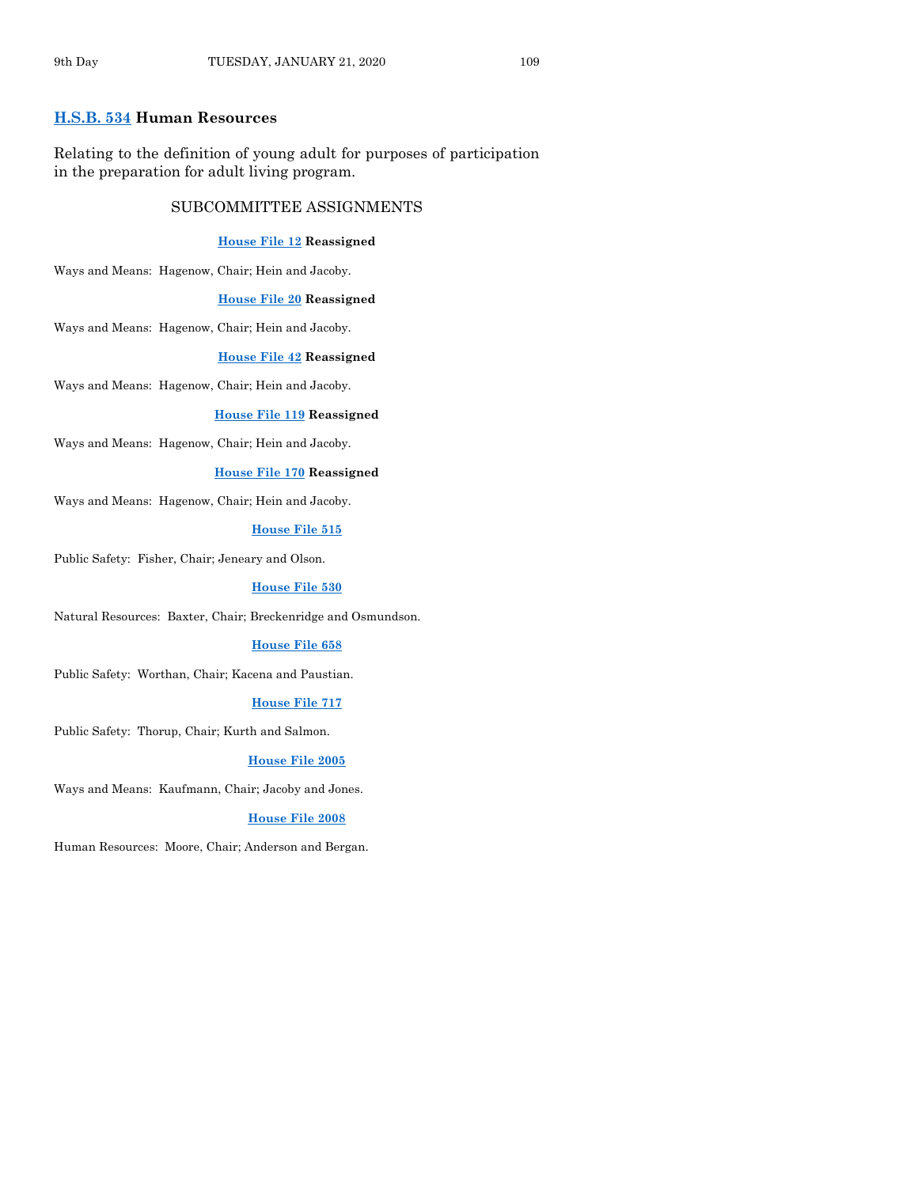**H.S.B. 534 Human Resources**

Relating to the definition of young adult for purposes of participation in the preparation for adult living program.

## SUBCOMMITTEE ASSIGNMENTS

**House File 12 Reassigned**

Ways and Means: Hagenow, Chair; Hein and Jacoby.

**House File 20 Reassigned**

Ways and Means: Hagenow, Chair; Hein and Jacoby.

**House File 42 Reassigned**

Ways and Means: Hagenow, Chair; Hein and Jacoby.

**House File 119 Reassigned**

Ways and Means: Hagenow, Chair; Hein and Jacoby.

**House File 170 Reassigned**

Ways and Means: Hagenow, Chair; Hein and Jacoby.

**House File 515**

Public Safety: Fisher, Chair; Jeneary and Olson.

**House File 530**

Natural Resources: Baxter, Chair; Breckenridge and Osmundson.

**House File 658**

Public Safety: Worthan, Chair; Kacena and Paustian.

**House File 717**

Public Safety: Thorup, Chair; Kurth and Salmon.

**House File 2005**

Ways and Means: Kaufmann, Chair; Jacoby and Jones.

**House File 2008**

Human Resources: Moore, Chair; Anderson and Bergan.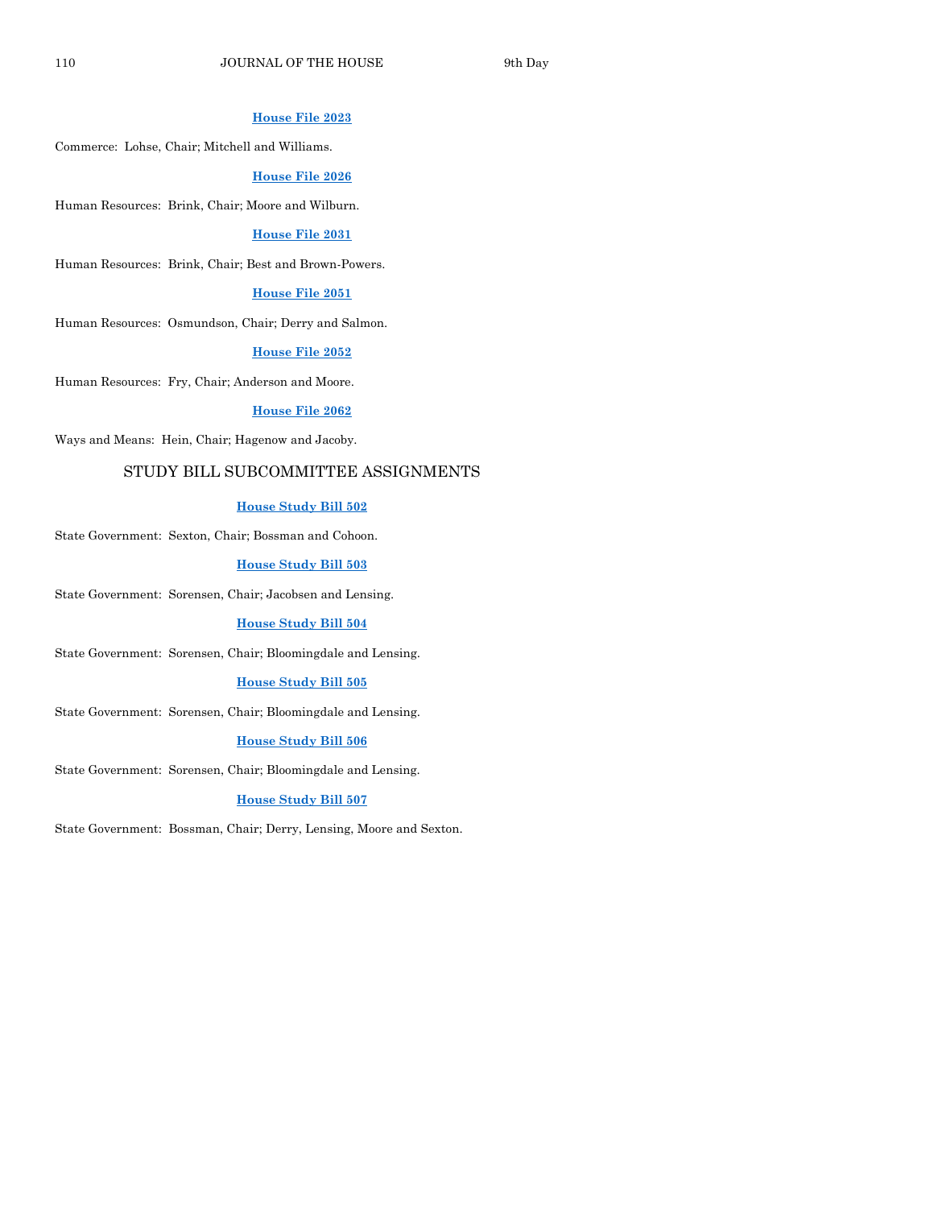**House File 2023**

Commerce: Lohse, Chair; Mitchell and Williams.

**House File 2026**

Human Resources: Brink, Chair; Moore and Wilburn.

**House File 2031**

Human Resources: Brink, Chair; Best and Brown-Powers.

**House File 2051**

Human Resources: Osmundson, Chair; Derry and Salmon.

**House File 2052**

Human Resources: Fry, Chair; Anderson and Moore.

**House File 2062**

Ways and Means: Hein, Chair; Hagenow and Jacoby.

## STUDY BILL SUBCOMMITTEE ASSIGNMENTS

**House Study Bill 502**

State Government: Sexton, Chair; Bossman and Cohoon.

**House Study Bill 503**

State Government: Sorensen, Chair; Jacobsen and Lensing.

**House Study Bill 504**

State Government: Sorensen, Chair; Bloomingdale and Lensing.

**House Study Bill 505**

State Government: Sorensen, Chair; Bloomingdale and Lensing.

**House Study Bill 506**

State Government: Sorensen, Chair; Bloomingdale and Lensing.

**House Study Bill 507**

State Government: Bossman, Chair; Derry, Lensing, Moore and Sexton.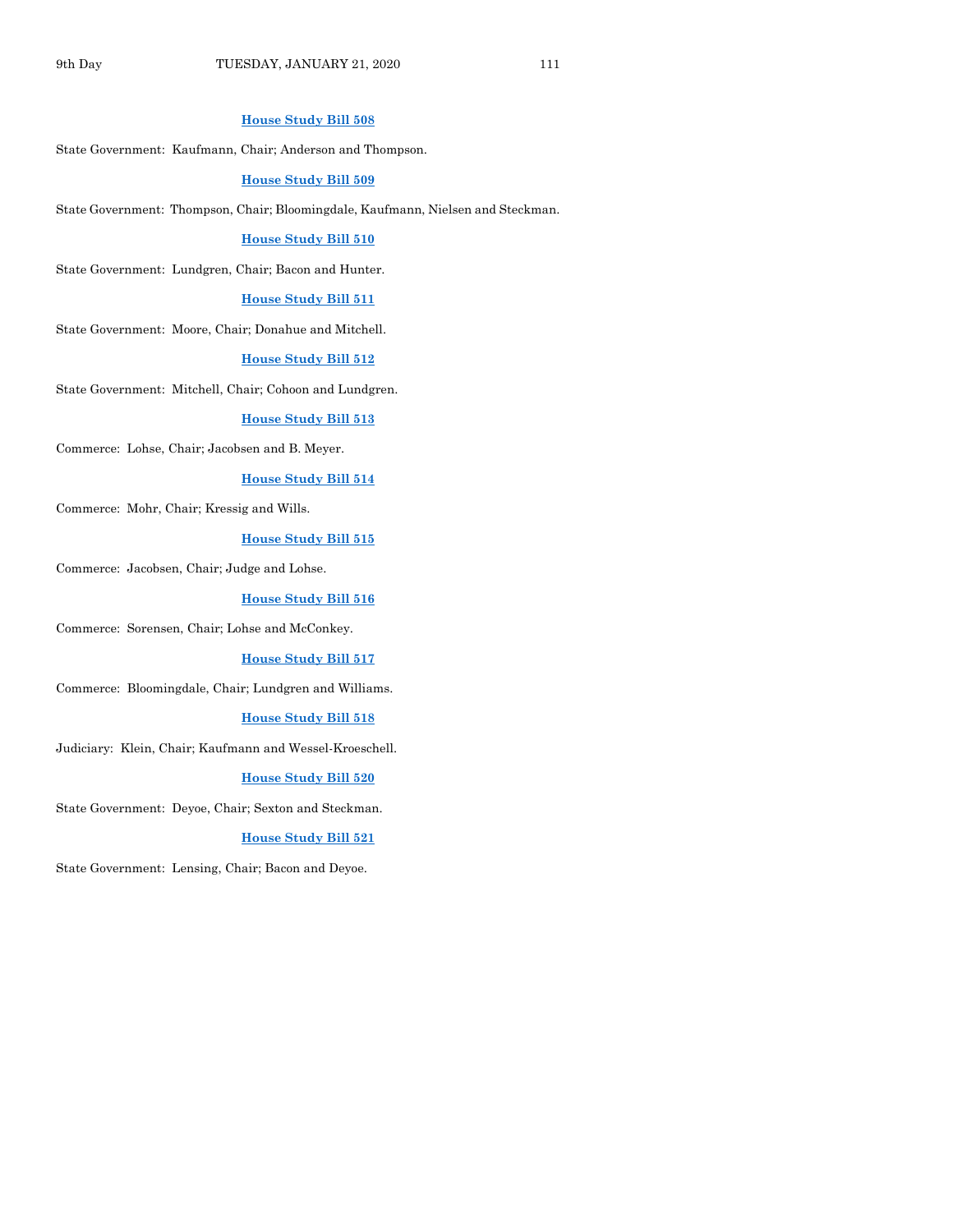**House Study Bill 508**

State Government: Kaufmann, Chair; Anderson and Thompson.

**House Study Bill 509**

State Government: Thompson, Chair; Bloomingdale, Kaufmann, Nielsen and Steckman.

**House Study Bill 510**

State Government: Lundgren, Chair; Bacon and Hunter.

**House Study Bill 511**

State Government: Moore, Chair; Donahue and Mitchell.

**House Study Bill 512**

State Government: Mitchell, Chair; Cohoon and Lundgren.

**House Study Bill 513**

Commerce: Lohse, Chair; Jacobsen and B. Meyer.

**House Study Bill 514**

Commerce: Mohr, Chair; Kressig and Wills.

**House Study Bill 515**

Commerce: Jacobsen, Chair; Judge and Lohse.

**House Study Bill 516**

Commerce: Sorensen, Chair; Lohse and McConkey.

**House Study Bill 517**

Commerce: Bloomingdale, Chair; Lundgren and Williams.

**House Study Bill 518**

Judiciary: Klein, Chair; Kaufmann and Wessel-Kroeschell.

**House Study Bill 520**

State Government: Deyoe, Chair; Sexton and Steckman.

**House Study Bill 521**

State Government: Lensing, Chair; Bacon and Deyoe.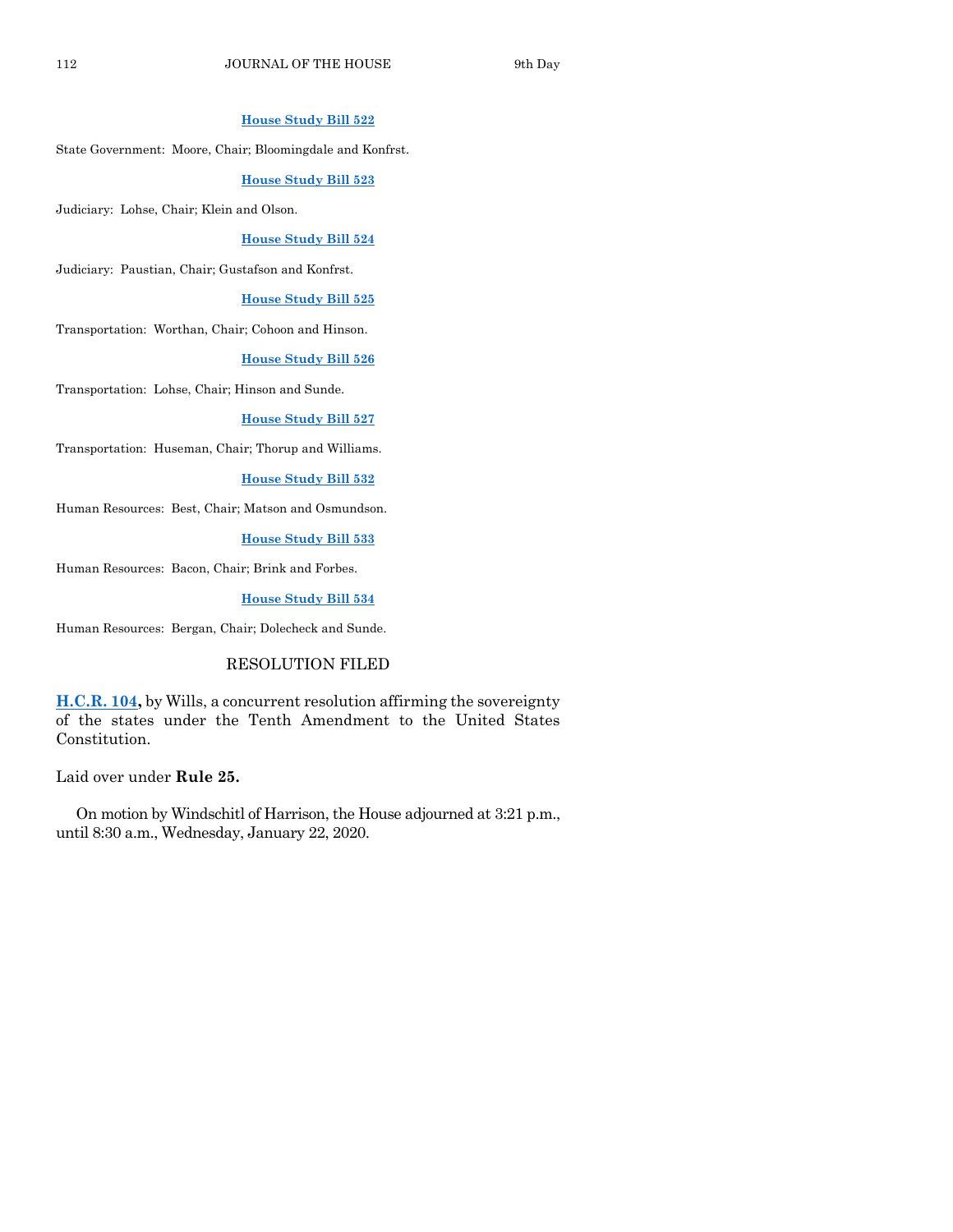**House Study Bill 522**

State Government: Moore, Chair; Bloomingdale and Konfrst.

**House Study Bill 523**

Judiciary: Lohse, Chair; Klein and Olson.

**House Study Bill 524**

Judiciary: Paustian, Chair; Gustafson and Konfrst.

**House Study Bill 525**

Transportation: Worthan, Chair; Cohoon and Hinson.

**House Study Bill 526**

Transportation: Lohse, Chair; Hinson and Sunde.

**House Study Bill 527**

Transportation: Huseman, Chair; Thorup and Williams.

**House Study Bill 532**

Human Resources: Best, Chair; Matson and Osmundson.

**House Study Bill 533**

Human Resources: Bacon, Chair; Brink and Forbes.

**House Study Bill 534**

Human Resources: Bergan, Chair; Dolecheck and Sunde.

## RESOLUTION FILED

**H.C.R. 104,** by Wills, a concurrent resolution affirming the sovereignty of the states under the Tenth Amendment to the United States Constitution.

Laid over under **Rule 25.**

On motion by Windschitl of Harrison, the House adjourned at 3:21 p.m., until 8:30 a.m., Wednesday, January 22, 2020.